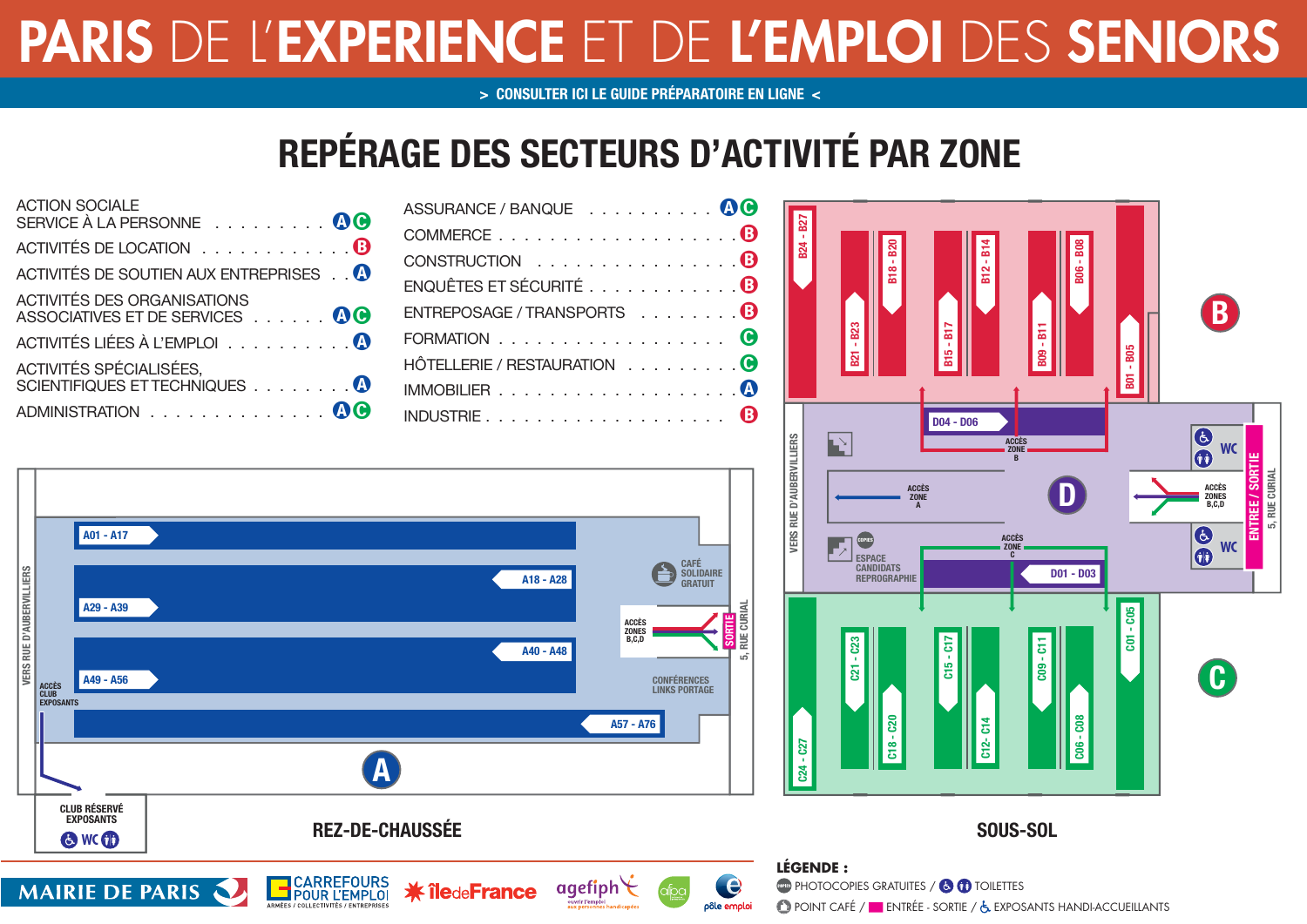# PARIS DE L'EXPERIENCE ET DE L'EMPLOI DES SENIORS

> CONSULTER ICI LE GUIDE PRÉPARATOIRE EN LIGNE <

## REPÉRAGE DES SECTEURS D'ACTIVITÉ PAR ZONE

| Secteur | Zone |
|---|---|
| ACTION SOCIALE SERVICE À LA PERSONNE | A C |
| ACTIVITÉS DE LOCATION | B |
| ACTIVITÉS DE SOUTIEN AUX ENTREPRISES | A |
| ACTIVITÉS DES ORGANISATIONS ASSOCIATIVES ET DE SERVICES | A C |
| ACTIVITÉS LIÉES À L'EMPLOI | A |
| ACTIVITÉS SPÉCIALISÉES, SCIENTIFIQUES ET TECHNIQUES | A |
| ADMINISTRATION | A C |
| ASSURANCE / BANQUE | A C |
| COMMERCE | B |
| CONSTRUCTION | B |
| ENQUÊTES ET SÉCURITÉ | B |
| ENTREPOSAGE / TRANSPORTS | B |
| FORMATION | C |
| HÔTELLERIE / RESTAURATION | C |
| IMMOBILIER | A |
| INDUSTRIE | B |

### REZ-DE-CHAUSSÉE

Zone A : A01 - A17, A18 - A28, A29 - A39, A40 - A48, A49 - A56, A57 - A76

VERS RUE D'AUBERVILLIERS — ACCÈS CLUB EXPOSANTS — CLUB RÉSERVÉ EXPOSANTS — WC

CAFÉ SOLIDAIRE GRATUIT — ACCÈS ZONES B,C,D — SORTIE 5, RUE CURIAL — CONFÉRENCES LINKS PORTAGE

### SOUS-SOL

Zone B : B24 - B27, B21 - B23, B18 - B20, B15 - B17, B12 - B14, B09 - B11, B06 - B08, B01 - B05

Zone D : D04 - D06, D01 - D03 — ACCÈS ZONE B — ACCÈS ZONE A — ACCÈS ZONE C — ACCÈS ZONES B,C,D — ESPACE CANDIDATS REPROGRAPHIE — COPIES — WC — ENTRÉE / SORTIE 5, RUE CURIAL — VERS RUE D'AUBERVILLIERS

Zone C : C24 - C27, C21 - C23, C18 - C20, C15 - C17, C12 - C14, C09 - C11, C06 - C08, C01 - C05

**LÉGENDE :**

PHOTOCOPIES GRATUITES / TOILETTES
POINT CAFÉ / ENTRÉE - SORTIE / EXPOSANTS HANDI-ACCUEILLANTS

MAIRIE DE PARIS — CARREFOURS POUR L'EMPLOI (ARMÉES / COLLECTIVITÉS / ENTREPRISES) — îledeFrance — agefiph (ouvrir l'emploi aux personnes handicapées) — afpa — pôle emploi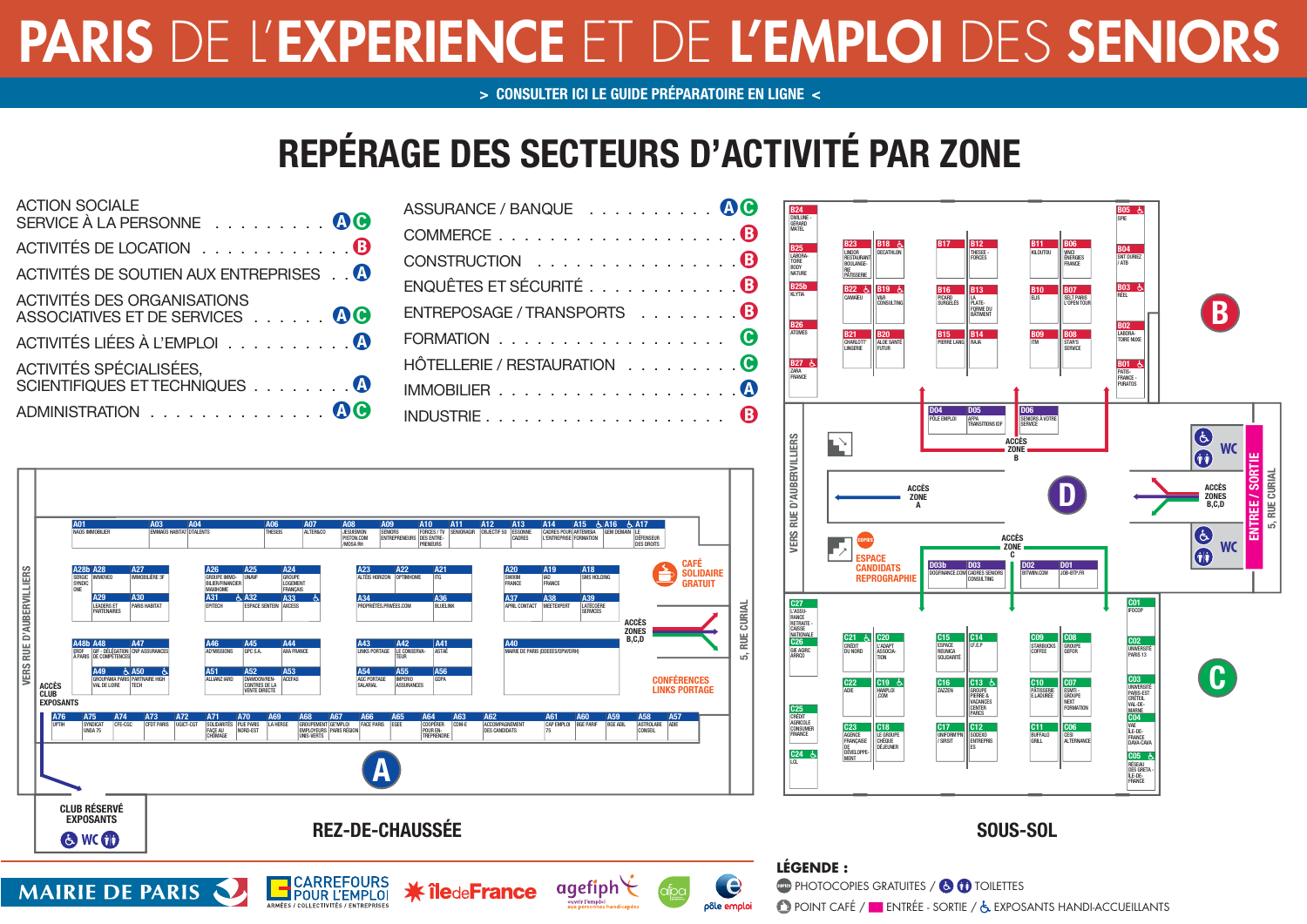# PARIS DE L'EXPERIENCE ET DE L'EMPLOI DES SENIORS

> CONSULTER ICI LE GUIDE PRÉPARATOIRE EN LIGNE <

## REPÉRAGE DES SECTEURS D'ACTIVITÉ PAR ZONE

- ACTION SOCIALE SERVICE À LA PERSONNE . . . . . . . . . A C
- ACTIVITÉS DE LOCATION . . . . . . . . . . . . B
- ACTIVITÉS DE SOUTIEN AUX ENTREPRISES . . A
- ACTIVITÉS DES ORGANISATIONS ASSOCIATIVES ET DE SERVICES . . . . . . A C
- ACTIVITÉS LIÉES À L'EMPLOI . . . . . . . . . . A
- ACTIVITÉS SPÉCIALISÉES, SCIENTIFIQUES ET TECHNIQUES . . . . . . . . A
- ADMINISTRATION . . . . . . . . . . . . . . A C
- ASSURANCE / BANQUE . . . . . . . . . . . A C
- COMMERCE . . . . . . . . . . . . . . . . . . B
- CONSTRUCTION . . . . . . . . . . . . . . . . B
- ENQUÊTES ET SÉCURITÉ . . . . . . . . . . . B
- ENTREPOSAGE / TRANSPORTS . . . . . . . . B
- FORMATION . . . . . . . . . . . . . . . . . . C
- HÔTELLERIE / RESTAURATION . . . . . . . . C
- IMMOBILIER . . . . . . . . . . . . . . . . . . A
- INDUSTRIE . . . . . . . . . . . . . . . . . . . B

### REZ-DE-CHAUSSÉE

Zone A

A01 NAOS IMMOBILIER · A03 EMMAÜS HABITAT · A04 OTALENTS · A06 THESEIS · A07 ALTER&CO · A08 JESUISMON PISTON.COM /MOSA RH · A09 SENIORS ENTREPRENEURS · A10 FORCES / TV DES ENTRE-PRENEURS · A11 SENIORADIR · A12 OBJECTIF 50 · A13 ESSONNE CADRES · A14 CADRES POUR L'ENTREPRISE · A15 ARTEMISIA FORMATION · A16 GEM DEMAIN · A17 LE DÉFENSEUR DES DROITS

A28b SERGIC SYNDIC ONE · A28 IMMOVEO · A27 IMMOBILIÈRE 3F · A29 LEADERS ET PARTENAIRES · A30 PARIS HABITAT · A26 GROUPE IMMO-BILIER/FINANCIER MAXIHOME · A25 UNAVF · A24 GROUPE LOGEMENT FRANÇAIS · A31 EPITECH · A32 ESPACE SENTEIN · A33 AXCESS · A23 ALTÉIS HORIZON · A22 OPTIMHOME · A21 ITG · A34 PROPRIÉTÉS-PRIVÉES.COM · A36 BLUELINK · A20 SWISSM FRANCE · A19 IAD FRANCE · A18 SMS HOLDING · A37 APRIL CONTACT · A38 MEETEXPERT · A39 LATÉCOÈRE SERVICES

A48b ERDF À PARIS · A48 GIF - DÉLÉGATION DE COMPÉTENCES · A47 CNP ASSURANCES · A49 GROUPAMA PARIS VAL DE LOIRE · A50 PARTENAIRE HIGH TECH · A46 AD'MISSIONS · A45 GPC S.A. · A44 AXA FRANCE · A51 ALLIANZ VARD · A52 DIAMOON/RENCONTRES DE LA VENTE DIRECTE · A53 ACEFAS · A43 LINKS PORTAGE · A42 LE CONSERVATEUR · A41 ASTAÉ · A54 ADC PORTAGE SALARIAL · A55 IMPERIO ASSURANCES · A56 CEPA · A40 MAIRIE DE PARIS (DDEEES/DPA/DRH)

A76 UPTIH · A75 SYNDICAT UNSA 75 · A74 CFE-CGC · A73 CFDT PARIS · A72 UGICT-CGT · A71 SOLIDARITÉS FACE AU CHÔMAGE · A70 PÔLE PARIS NORD-EST · A69 LA HERSE · A68 GROUPEMENT EMPLOYEURS UNIS-VERTS · A67 GE'EMPLOI PARIS RÉGION · A66 FACE PARIS · A65 EGEE · A64 COOPÉRER POUR ENTREPRENDRE · A63 CDM-E · A62 ACCOMPAGNEMENT DES CANDIDATS · A61 CAP EMPLOI 75 · A60 BGE PARIF · A59 BGE ADIL · A58 ASTROLABE CONSEIL · A57 ADIE

CAFÉ SOLIDAIRE GRATUIT

ACCÈS ZONES B,C,D

CONFÉRENCES LINKS PORTAGE

ACCÈS CLUB EXPOSANTS

CLUB RÉSERVÉ EXPOSANTS — WC

VERS RUE D'AUBERVILLIERS — 5, RUE CURIAL

### SOUS-SOL

Zone B

B24 OMNILINE - GÉRARD MATEL · B25 LABORATOIRE BODY NATURE · B25b XLYTIA · B26 ATOMES · B27 ZARA FRANCE · B23 LINDOR RESTAURANT BOULANGERIE PÂTISSERIE · B18 DÉCATHLON · B17 · B12 THESEE - FORCES · B11 KILOUTOU · B06 WMCI ÉNERGIES FRANCE · B05 SPIE · B04 SNT OUINEZ / ATB · B03 REEL · B02 LABORATOIRE MIXE · B01 PATIS-FRANCE - PURATOS · B22 CAMAÏEU · B19 V&R CONSULTING · B16 PICARD SURGELÉS · B13 LA PLATE-FORME DU BÂTIMENT · B10 ELIS · B07 SELT PARIS L'OPEN TOUR · B21 CHARLOTT' LINGERIE · B20 ALDE SANTÉ FUTUR · B15 PIERRE LANG · B14 RAJA · B09 ITM · B08 STAR'S SERVICE

Zone D

D04 PÔLE EMPLOI · D05 APPA TRANSITIONS IDF · D06 SENIORS À VOTRE SERVICE · D03b DOGFINANCE.COM · D03 CADRES SENIORS CONSULTING · D02 BITWIN.COM · D01 JOB-BTP.FR

ACCÈS ZONE B · ACCÈS ZONE A · ACCÈS ZONE C · ACCÈS ZONES B,C,D

ESPACE CANDIDATS REPROGRAPHIE

ENTRÉE / SORTIE — WC

Zone C

C27 L'ASSURANCE RETRAITE - CAISSE NATIONALE · C26 GIE AGIRC ARRCO · C25 CRÉDIT AGRICOLE CONSUMER FINANCE · C24 LCL · C21 CRÉDIT DU NORD · C20 L'ADAPT ASSOCIATION · C15 ESPACE RÉUNICA SOLIDARITÉ · C14 I.F.E.P · C09 STARBUCKS COFFEE · C08 GROUPE GEFOR · C22 ADIE · C19 HANPLOI .COM · C16 ZAZZEN · C13 GROUPE PIERRE & VACANCES CENTER PARCS · C10 PÂTISSERIE E.LADURÉE · C07 ESMTI - GROUPE NEXT FORMATION · C23 AGENCE FRANÇAISE DE DÉVELOPPEMENT · C18 LE GROUPE CHÈQUE DÉJEUNER · C17 UNIFORMPN / SRSIT · C12 SODEXO ENTREPRISES · C11 BUFFALO GRILL · C06 CESI ALTERNANCE · C01 IFOCOP · C02 UNIVERSITÉ PARIS 13 · C03 UNIVERSITÉ PARIS-EST CRÉTEIL VAL-DE-MARNE · C04 VAE ÎLE-DE-FRANCE DAVA-CAVA · C05 RÉSEAU DES GRETA - ÎLE-DE-FRANCE

VERS RUE D'AUBERVILLIERS — 5, RUE CURIAL

**LÉGENDE :**

PHOTOCOPIES GRATUITES / TOILETTES

POINT CAFÉ / ENTRÉE - SORTIE / EXPOSANTS HANDI-ACCUEILLANTS

MAIRIE DE PARIS · CARREFOURS POUR L'EMPLOI · îledeFrance · agefiph · afpa · pôle emploi